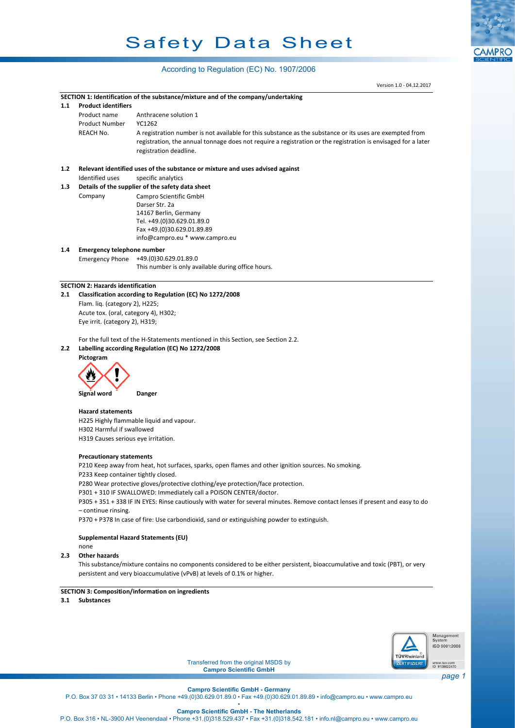# Safety Data Sheet

According to Regulation (EC) No. 1907/2006

Version 1.0 - 04.12.2017

## SECTION 1: Identification of the substance/mixture and of the company/undertaking

### 1.1 Product identifiers

| | |
|---|---|
| Product name | Anthracene solution 1 |
| Product Number | YC1262 |
| REACH No. | A registration number is not available for this substance as the substance or its uses are exempted from registration, the annual tonnage does not require a registration or the registration is envisaged for a later registration deadline. |

### 1.2 Relevant identified uses of the substance or mixture and uses advised against

Identified uses    specific analytics

### 1.3 Details of the supplier of the safety data sheet

Company    Campro Scientific GmbH
Darser Str. 2a
14167 Berlin, Germany
Tel. +49.(0)30.629.01.89.0
Fax +49.(0)30.629.01.89.89
info@campro.eu * www.campro.eu

### 1.4 Emergency telephone number

Emergency Phone    +49.(0)30.629.01.89.0
This number is only available during office hours.

## SECTION 2: Hazards identification

### 2.1 Classification according to Regulation (EC) No 1272/2008

Flam. liq. (category 2), H225;
Acute tox. (oral, category 4), H302;
Eye irrit. (category 2), H319;

For the full text of the H-Statements mentioned in this Section, see Section 2.2.

### 2.2 Labelling according Regulation (EC) No 1272/2008

**Pictogram**

**Signal word**    **Danger**

**Hazard statements**

H225 Highly flammable liquid and vapour.
H302 Harmful if swallowed
H319 Causes serious eye irritation.

**Precautionary statements**

P210 Keep away from heat, hot surfaces, sparks, open flames and other ignition sources. No smoking.
P233 Keep container tightly closed.
P280 Wear protective gloves/protective clothing/eye protection/face protection.
P301 + 310 IF SWALLOWED: Immediately call a POISON CENTER/doctor.
P305 + 351 + 338 IF IN EYES: Rinse cautiously with water for several minutes. Remove contact lenses if present and easy to do – continue rinsing.
P370 + P378 In case of fire: Use carbondioxid, sand or extinguishing powder to extinguish.

**Supplemental Hazard Statements (EU)**

none

### 2.3 Other hazards

This substance/mixture contains no components considered to be either persistent, bioaccumulative and toxic (PBT), or very persistent and very bioaccumulative (vPvB) at levels of 0.1% or higher.

## SECTION 3: Composition/information on ingredients

### 3.1 Substances

Transferred from the original MSDS by **Campro Scientific GmbH**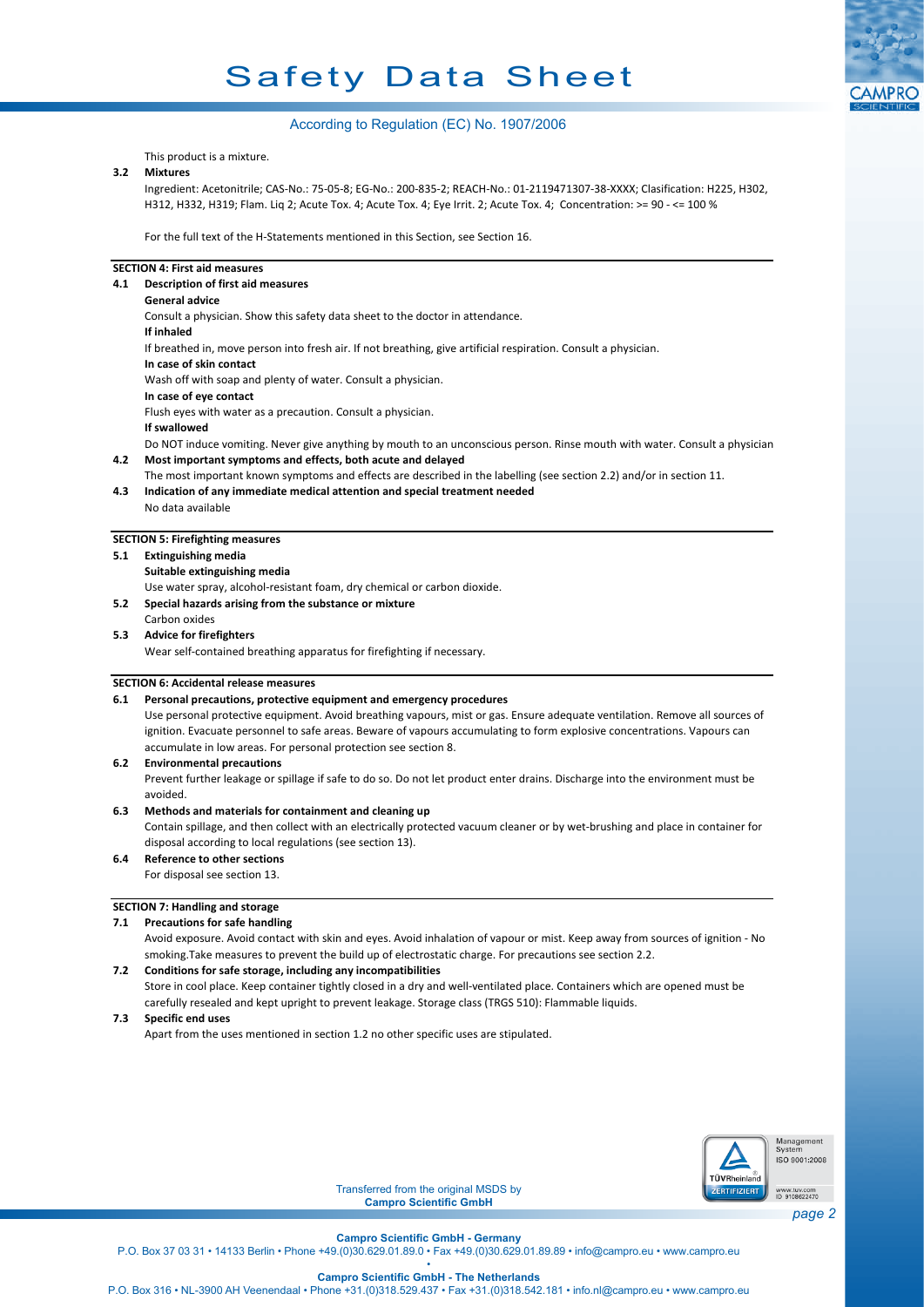This product is a mixture.

**3.2 Mixtures**

Ingredient: Acetonitrile; CAS-No.: 75-05-8; EG-No.: 200-835-2; REACH-No.: 01-2119471307-38-XXXX; Clasification: H225, H302, H312, H332, H319; Flam. Liq 2; Acute Tox. 4; Acute Tox. 4; Eye Irrit. 2; Acute Tox. 4; Concentration: >= 90 - <= 100 %

For the full text of the H-Statements mentioned in this Section, see Section 16.

## SECTION 4: First aid measures

**4.1 Description of first aid measures**

**General advice**

Consult a physician. Show this safety data sheet to the doctor in attendance.

**If inhaled**

If breathed in, move person into fresh air. If not breathing, give artificial respiration. Consult a physician.

**In case of skin contact**

Wash off with soap and plenty of water. Consult a physician.

**In case of eye contact**

Flush eyes with water as a precaution. Consult a physician.

**If swallowed**

Do NOT induce vomiting. Never give anything by mouth to an unconscious person. Rinse mouth with water. Consult a physician

**4.2 Most important symptoms and effects, both acute and delayed**

The most important known symptoms and effects are described in the labelling (see section 2.2) and/or in section 11.

**4.3 Indication of any immediate medical attention and special treatment needed**

No data available

## SECTION 5: Firefighting measures

**5.1 Extinguishing media**

**Suitable extinguishing media**

Use water spray, alcohol-resistant foam, dry chemical or carbon dioxide.

**5.2 Special hazards arising from the substance or mixture**

Carbon oxides

**5.3 Advice for firefighters**

Wear self-contained breathing apparatus for firefighting if necessary.

## SECTION 6: Accidental release measures

**6.1 Personal precautions, protective equipment and emergency procedures**

Use personal protective equipment. Avoid breathing vapours, mist or gas. Ensure adequate ventilation. Remove all sources of ignition. Evacuate personnel to safe areas. Beware of vapours accumulating to form explosive concentrations. Vapours can accumulate in low areas. For personal protection see section 8.

**6.2 Environmental precautions**

Prevent further leakage or spillage if safe to do so. Do not let product enter drains. Discharge into the environment must be avoided.

**6.3 Methods and materials for containment and cleaning up**

Contain spillage, and then collect with an electrically protected vacuum cleaner or by wet-brushing and place in container for disposal according to local regulations (see section 13).

**6.4 Reference to other sections**

For disposal see section 13.

## SECTION 7: Handling and storage

**7.1 Precautions for safe handling**

Avoid exposure. Avoid contact with skin and eyes. Avoid inhalation of vapour or mist. Keep away from sources of ignition - No smoking.Take measures to prevent the build up of electrostatic charge. For precautions see section 2.2.

**7.2 Conditions for safe storage, including any incompatibilities**

Store in cool place. Keep container tightly closed in a dry and well-ventilated place. Containers which are opened must be carefully resealed and kept upright to prevent leakage. Storage class (TRGS 510): Flammable liquids.

**7.3 Specific end uses**

Apart from the uses mentioned in section 1.2 no other specific uses are stipulated.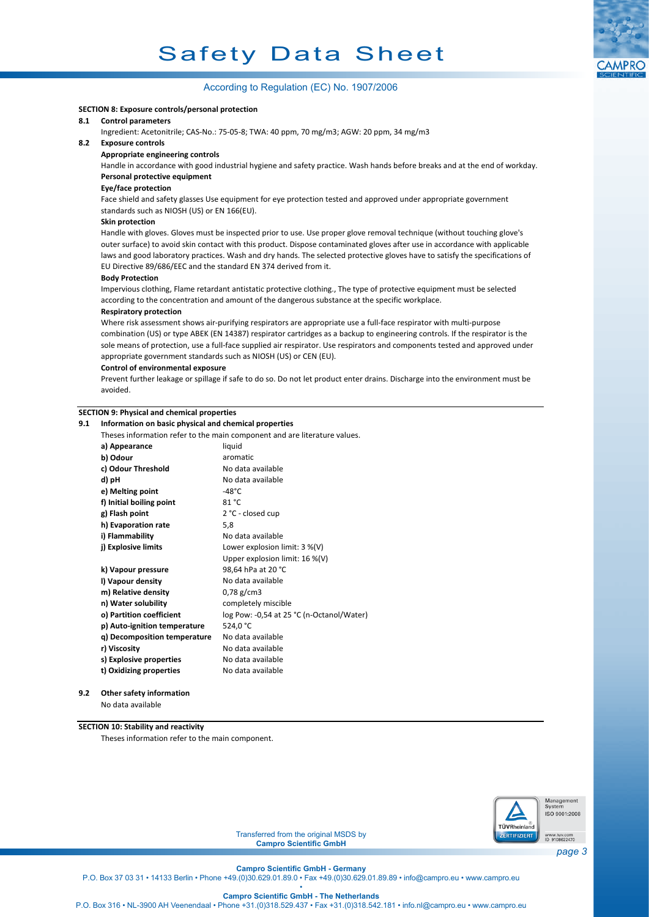## SECTION 8: Exposure controls/personal protection

### 8.1 Control parameters

Ingredient: Acetonitrile; CAS-No.: 75-05-8; TWA: 40 ppm, 70 mg/m3; AGW: 20 ppm, 34 mg/m3

### 8.2 Exposure controls

**Appropriate engineering controls**

Handle in accordance with good industrial hygiene and safety practice. Wash hands before breaks and at the end of workday.

**Personal protective equipment**

**Eye/face protection**

Face shield and safety glasses Use equipment for eye protection tested and approved under appropriate government standards such as NIOSH (US) or EN 166(EU).

**Skin protection**

Handle with gloves. Gloves must be inspected prior to use. Use proper glove removal technique (without touching glove's outer surface) to avoid skin contact with this product. Dispose contaminated gloves after use in accordance with applicable laws and good laboratory practices. Wash and dry hands. The selected protective gloves have to satisfy the specifications of EU Directive 89/686/EEC and the standard EN 374 derived from it.

**Body Protection**

Impervious clothing, Flame retardant antistatic protective clothing., The type of protective equipment must be selected according to the concentration and amount of the dangerous substance at the specific workplace.

**Respiratory protection**

Where risk assessment shows air-purifying respirators are appropriate use a full-face respirator with multi-purpose combination (US) or type ABEK (EN 14387) respirator cartridges as a backup to engineering controls. If the respirator is the sole means of protection, use a full-face supplied air respirator. Use respirators and components tested and approved under appropriate government standards such as NIOSH (US) or CEN (EU).

**Control of environmental exposure**

Prevent further leakage or spillage if safe to do so. Do not let product enter drains. Discharge into the environment must be avoided.

## SECTION 9: Physical and chemical properties

### 9.1 Information on basic physical and chemical properties

Theses information refer to the main component and are literature values.

| | |
|---|---|
| **a) Appearance** | liquid |
| **b) Odour** | aromatic |
| **c) Odour Threshold** | No data available |
| **d) pH** | No data available |
| **e) Melting point** | -48°C |
| **f) Initial boiling point** | 81 °C |
| **g) Flash point** | 2 °C - closed cup |
| **h) Evaporation rate** | 5,8 |
| **i) Flammability** | No data available |
| **j) Explosive limits** | Lower explosion limit: 3 %(V)<br>Upper explosion limit: 16 %(V) |
| **k) Vapour pressure** | 98,64 hPa at 20 °C |
| **l) Vapour density** | No data available |
| **m) Relative density** | 0,78 g/cm3 |
| **n) Water solubility** | completely miscible |
| **o) Partition coefficient** | log Pow: -0,54 at 25 °C (n-Octanol/Water) |
| **p) Auto-ignition temperature** | 524,0 °C |
| **q) Decomposition temperature** | No data available |
| **r) Viscosity** | No data available |
| **s) Explosive properties** | No data available |
| **t) Oxidizing properties** | No data available |

### 9.2 Other safety information

No data available

## SECTION 10: Stability and reactivity

Theses information refer to the main component.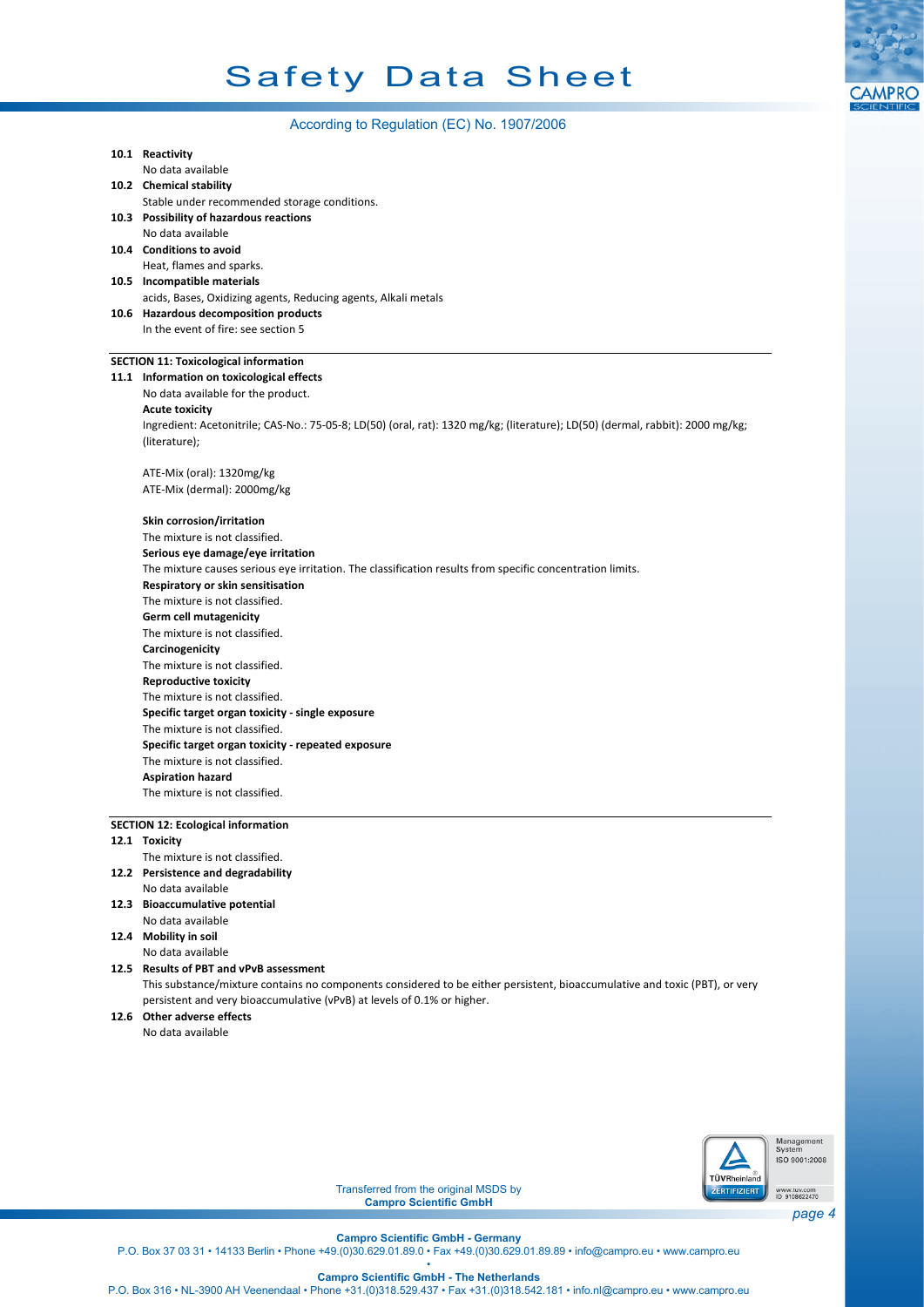**10.1 Reactivity**

No data available

**10.2 Chemical stability**

Stable under recommended storage conditions.

**10.3 Possibility of hazardous reactions**

No data available

**10.4 Conditions to avoid**

Heat, flames and sparks.

**10.5 Incompatible materials**

acids, Bases, Oxidizing agents, Reducing agents, Alkali metals

**10.6 Hazardous decomposition products**

In the event of fire: see section 5

## SECTION 11: Toxicological information

**11.1 Information on toxicological effects**

No data available for the product.

**Acute toxicity**

Ingredient: Acetonitrile; CAS-No.: 75-05-8; LD(50) (oral, rat): 1320 mg/kg; (literature); LD(50) (dermal, rabbit): 2000 mg/kg; (literature);

ATE-Mix (oral): 1320mg/kg

ATE-Mix (dermal): 2000mg/kg

**Skin corrosion/irritation**

The mixture is not classified.

**Serious eye damage/eye irritation**

The mixture causes serious eye irritation. The classification results from specific concentration limits.

**Respiratory or skin sensitisation**

The mixture is not classified.

**Germ cell mutagenicity**

The mixture is not classified.

**Carcinogenicity**

The mixture is not classified.

**Reproductive toxicity**

The mixture is not classified.

**Specific target organ toxicity - single exposure**

The mixture is not classified.

**Specific target organ toxicity - repeated exposure**

The mixture is not classified.

**Aspiration hazard**

The mixture is not classified.

## SECTION 12: Ecological information

**12.1 Toxicity**

The mixture is not classified.

**12.2 Persistence and degradability**

No data available

**12.3 Bioaccumulative potential**

No data available

**12.4 Mobility in soil**

No data available

**12.5 Results of PBT and vPvB assessment**

This substance/mixture contains no components considered to be either persistent, bioaccumulative and toxic (PBT), or very persistent and very bioaccumulative (vPvB) at levels of 0.1% or higher.

**12.6 Other adverse effects**

No data available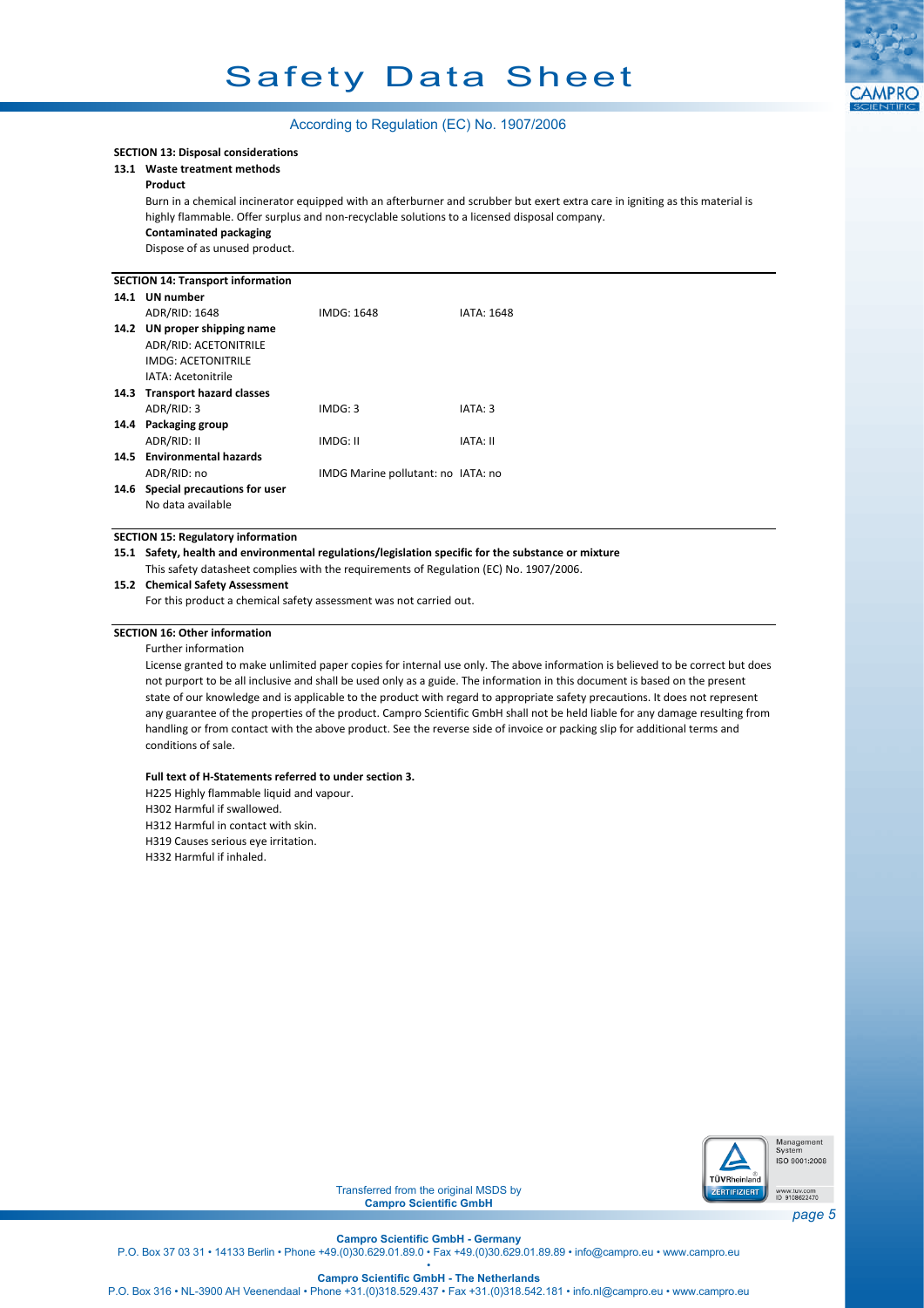**SECTION 13: Disposal considerations**

**13.1 Waste treatment methods**

**Product**

Burn in a chemical incinerator equipped with an afterburner and scrubber but exert extra care in igniting as this material is highly flammable. Offer surplus and non-recyclable solutions to a licensed disposal company.

**Contaminated packaging**

Dispose of as unused product.

**SECTION 14: Transport information**

**14.1 UN number**

| | | |
|---|---|---|
| ADR/RID: 1648 | IMDG: 1648 | IATA: 1648 |

**14.2 UN proper shipping name**

ADR/RID: ACETONITRILE
IMDG: ACETONITRILE
IATA: Acetonitrile

**14.3 Transport hazard classes**

| | | |
|---|---|---|
| ADR/RID: 3 | IMDG: 3 | IATA: 3 |

**14.4 Packaging group**

| | | |
|---|---|---|
| ADR/RID: II | IMDG: II | IATA: II |

**14.5 Environmental hazards**

| | | |
|---|---|---|
| ADR/RID: no | IMDG Marine pollutant: no | IATA: no |

**14.6 Special precautions for user**

No data available

**SECTION 15: Regulatory information**

**15.1 Safety, health and environmental regulations/legislation specific for the substance or mixture**

This safety datasheet complies with the requirements of Regulation (EC) No. 1907/2006.

**15.2 Chemical Safety Assessment**

For this product a chemical safety assessment was not carried out.

**SECTION 16: Other information**

Further information

License granted to make unlimited paper copies for internal use only. The above information is believed to be correct but does not purport to be all inclusive and shall be used only as a guide. The information in this document is based on the present state of our knowledge and is applicable to the product with regard to appropriate safety precautions. It does not represent any guarantee of the properties of the product. Campro Scientific GmbH shall not be held liable for any damage resulting from handling or from contact with the above product. See the reverse side of invoice or packing slip for additional terms and conditions of sale.

**Full text of H-Statements referred to under section 3.**

H225 Highly flammable liquid and vapour.
H302 Harmful if swallowed.
H312 Harmful in contact with skin.
H319 Causes serious eye irritation.
H332 Harmful if inhaled.